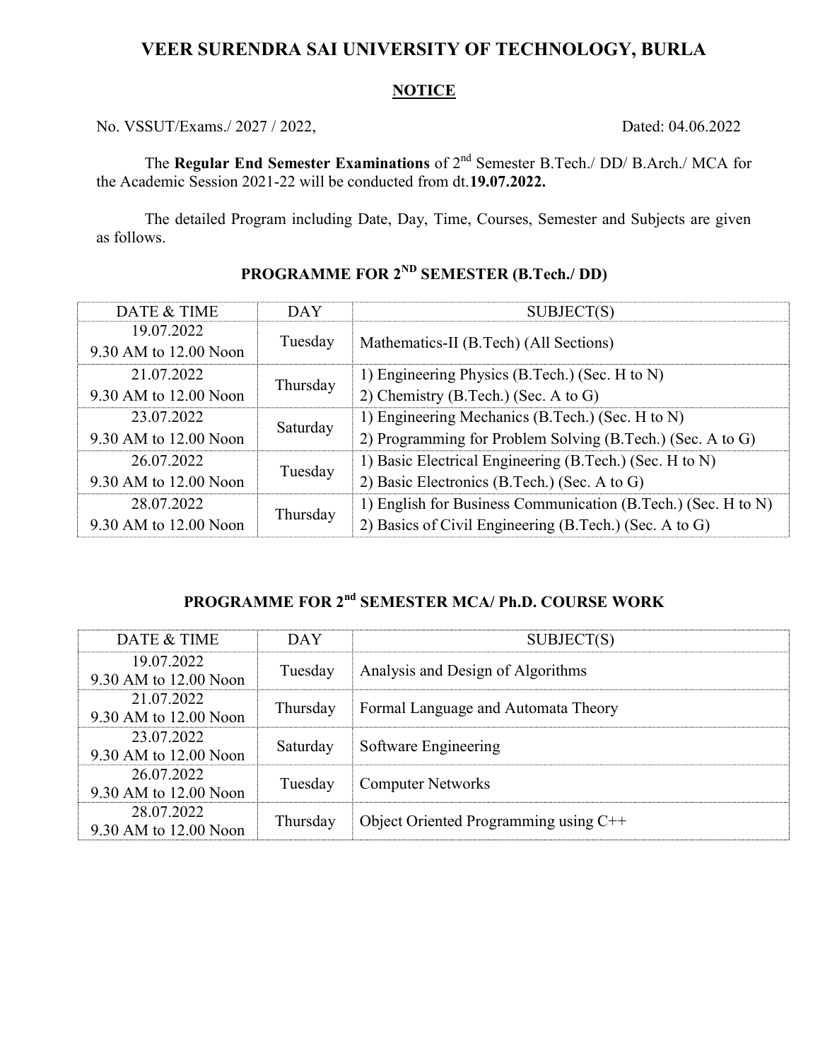# VEER SURENDRA SAI UNIVERSITY OF TECHNOLOGY, BURLA

## NOTICE

No. VSSUT/Exams./ 2027 / 2022, Dated: 04.06.2022

The **Regular End Semester Examinations** of 2nd Semester B.Tech./ DD/ B.Arch./ MCA for the Academic Session 2021-22 will be conducted from dt.**19.07.2022.**

The detailed Program including Date, Day, Time, Courses, Semester and Subjects are given as follows.

### PROGRAMME FOR 2ND SEMESTER (B.Tech./ DD)

| DATE & TIME | DAY | SUBJECT(S) |
|---|---|---|
| 19.07.2022<br>9.30 AM to 12.00 Noon | Tuesday | Mathematics-II (B.Tech) (All Sections) |
| 21.07.2022<br>9.30 AM to 12.00 Noon | Thursday | 1) Engineering Physics (B.Tech.) (Sec. H to N)<br>2) Chemistry (B.Tech.) (Sec. A to G) |
| 23.07.2022<br>9.30 AM to 12.00 Noon | Saturday | 1) Engineering Mechanics (B.Tech.) (Sec. H to N)<br>2) Programming for Problem Solving (B.Tech.) (Sec. A to G) |
| 26.07.2022<br>9.30 AM to 12.00 Noon | Tuesday | 1) Basic Electrical Engineering (B.Tech.) (Sec. H to N)<br>2) Basic Electronics (B.Tech.) (Sec. A to G) |
| 28.07.2022<br>9.30 AM to 12.00 Noon | Thursday | 1) English for Business Communication (B.Tech.) (Sec. H to N)<br>2) Basics of Civil Engineering (B.Tech.) (Sec. A to G) |

### PROGRAMME FOR 2nd SEMESTER MCA/ Ph.D. COURSE WORK

| DATE & TIME | DAY | SUBJECT(S) |
|---|---|---|
| 19.07.2022<br>9.30 AM to 12.00 Noon | Tuesday | Analysis and Design of Algorithms |
| 21.07.2022<br>9.30 AM to 12.00 Noon | Thursday | Formal Language and Automata Theory |
| 23.07.2022<br>9.30 AM to 12.00 Noon | Saturday | Software Engineering |
| 26.07.2022<br>9.30 AM to 12.00 Noon | Tuesday | Computer Networks |
| 28.07.2022<br>9.30 AM to 12.00 Noon | Thursday | Object Oriented Programming using C++ |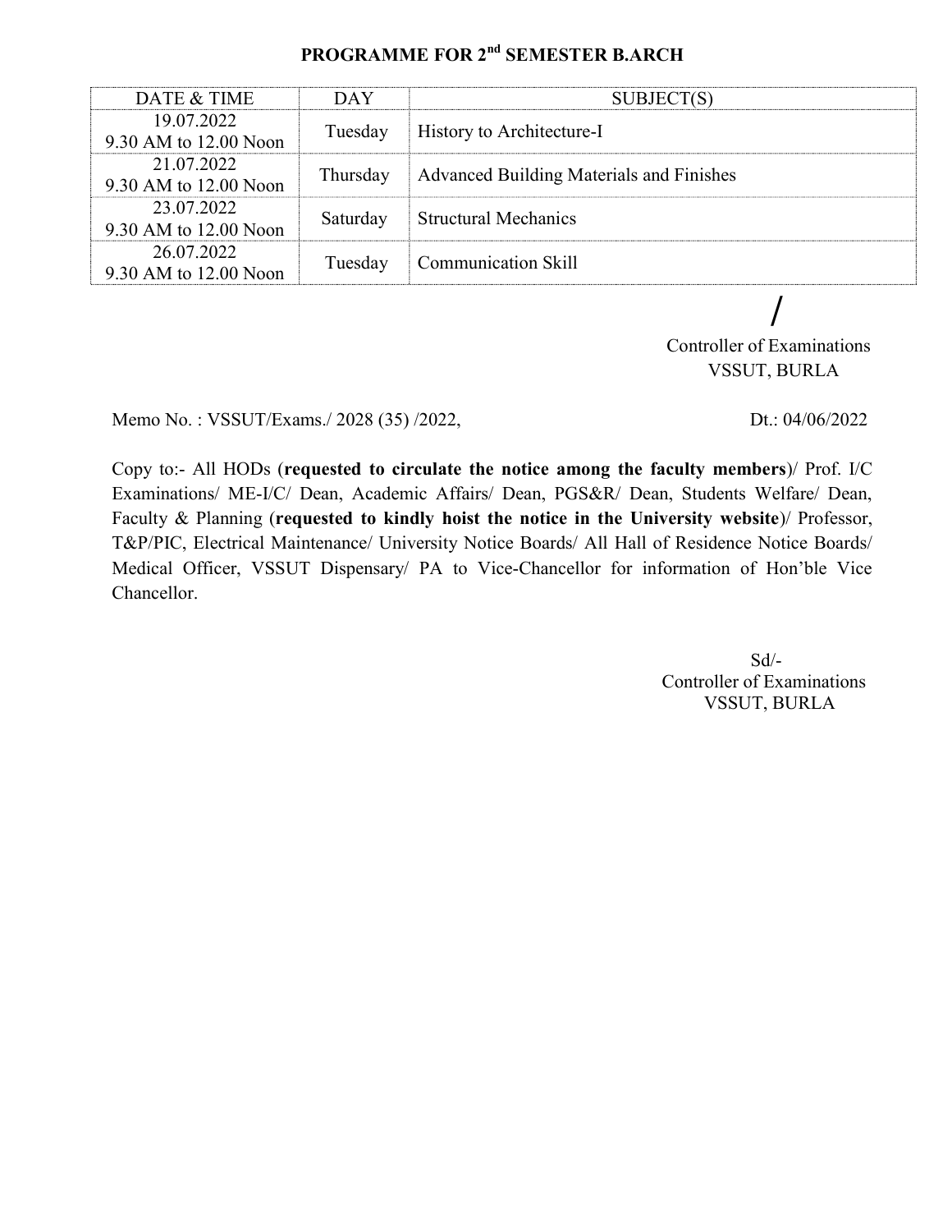**PROGRAMME FOR 2nd SEMESTER B.ARCH**

| DATE & TIME | DAY | SUBJECT(S) |
|---|---|---|
| 19.07.2022 9.30 AM to 12.00 Noon | Tuesday | History to Architecture-I |
| 21.07.2022 9.30 AM to 12.00 Noon | Thursday | Advanced Building Materials and Finishes |
| 23.07.2022 9.30 AM to 12.00 Noon | Saturday | Structural Mechanics |
| 26.07.2022 9.30 AM to 12.00 Noon | Tuesday | Communication Skill |

/

Controller of Examinations
VSSUT, BURLA

Memo No. : VSSUT/Exams./ 2028 (35) /2022, Dt.: 04/06/2022

Copy to:- All HODs (**requested to circulate the notice among the faculty members**)/ Prof. I/C Examinations/ ME-I/C/ Dean, Academic Affairs/ Dean, PGS&R/ Dean, Students Welfare/ Dean, Faculty & Planning (**requested to kindly hoist the notice in the University website**)/ Professor, T&P/PIC, Electrical Maintenance/ University Notice Boards/ All Hall of Residence Notice Boards/ Medical Officer, VSSUT Dispensary/ PA to Vice-Chancellor for information of Hon'ble Vice Chancellor.

Sd/-
Controller of Examinations
VSSUT, BURLA